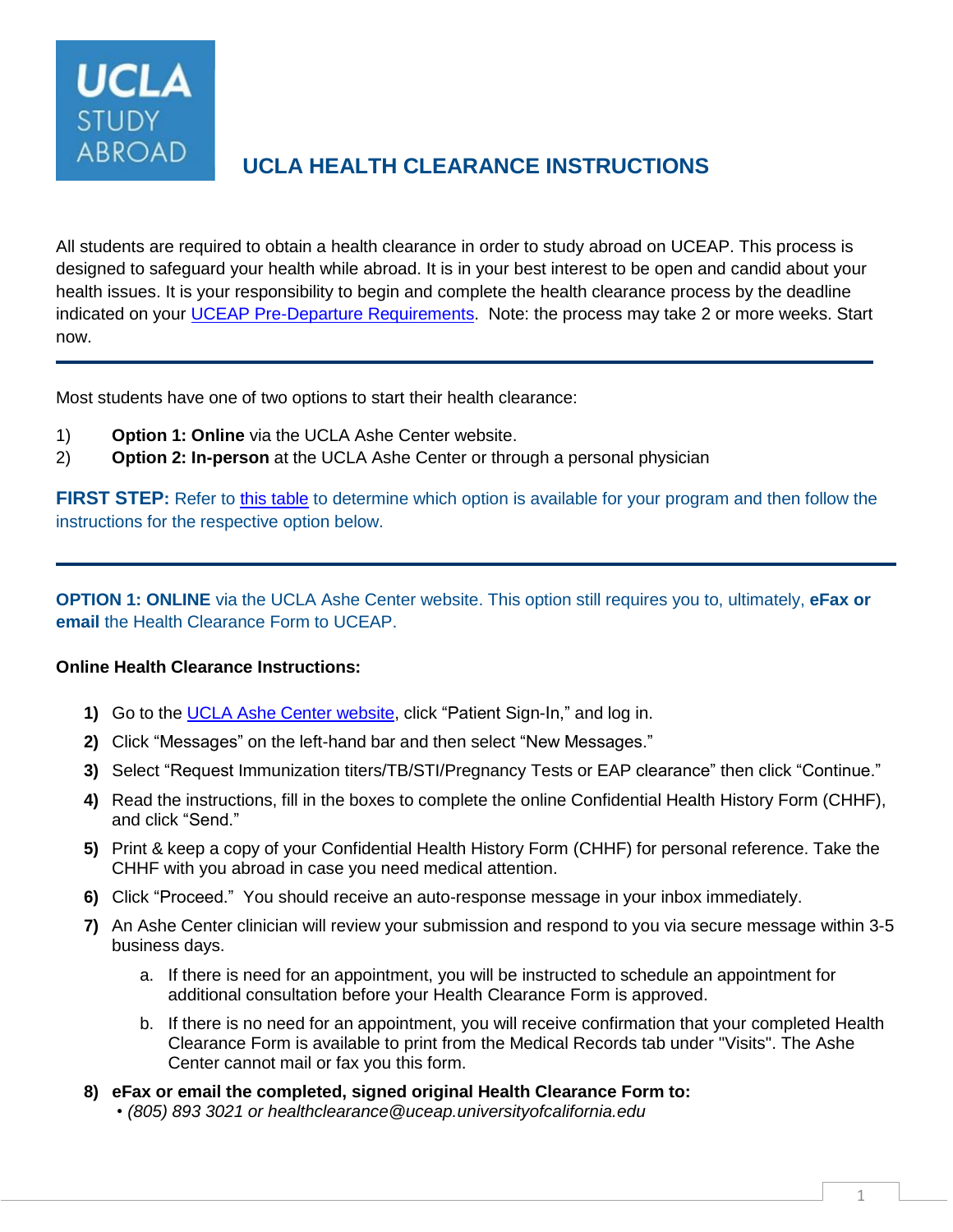# UCLA HEALTH CLEARANCE INSTRUCTIONS

All students are required to obtain a health clearance in order to study abroad on UCEAP. This process is designed to safeguard your health while abroad. It is in your best interest to be open and candid about your health issues. It is your responsibility to begin and complete the health clearance process by the deadline indicated on your UCEAP Pre-Departure Requirements. Note: the process may take 2 or more weeks. Start now.

---

Most students have one of two options to start their health clearance:

1) **Option 1: Online** via the UCLA Ashe Center website.
2) **Option 2: In-person** at the UCLA Ashe Center or through a personal physician

**FIRST STEP:** Refer to this table to determine which option is available for your program and then follow the instructions for the respective option below.

---

**OPTION 1: ONLINE** via the UCLA Ashe Center website. This option still requires you to, ultimately, **eFax or email** the Health Clearance Form to UCEAP.

**Online Health Clearance Instructions:**

1) Go to the UCLA Ashe Center website, click “Patient Sign-In,” and log in.
2) Click “Messages” on the left-hand bar and then select “New Messages.”
3) Select “Request Immunization titers/TB/STI/Pregnancy Tests or EAP clearance” then click “Continue.”
4) Read the instructions, fill in the boxes to complete the online Confidential Health History Form (CHHF), and click “Send.”
5) Print & keep a copy of your Confidential Health History Form (CHHF) for personal reference. Take the CHHF with you abroad in case you need medical attention.
6) Click “Proceed.” You should receive an auto-response message in your inbox immediately.
7) An Ashe Center clinician will review your submission and respond to you via secure message within 3-5 business days.
    a. If there is need for an appointment, you will be instructed to schedule an appointment for additional consultation before your Health Clearance Form is approved.
    b. If there is no need for an appointment, you will receive confirmation that your completed Health Clearance Form is available to print from the Medical Records tab under "Visits". The Ashe Center cannot mail or fax you this form.
8) **eFax or email the completed, signed original Health Clearance Form to:**
    - *(805) 893 3021 or healthclearance@uceap.universityofcalifornia.edu*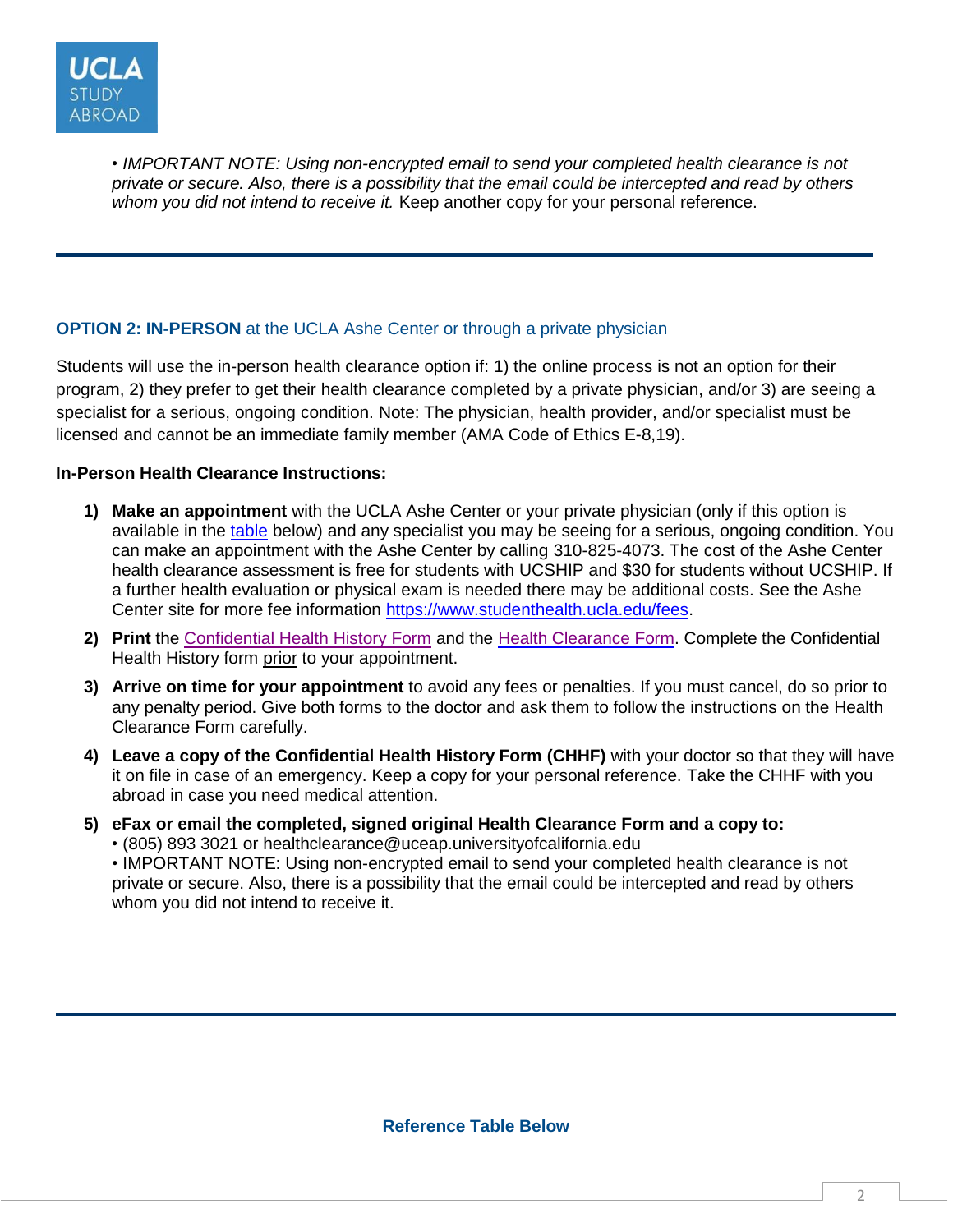• *IMPORTANT NOTE: Using non-encrypted email to send your completed health clearance is not private or secure. Also, there is a possibility that the email could be intercepted and read by others whom you did not intend to receive it.* Keep another copy for your personal reference.

---

### OPTION 2: IN-PERSON at the UCLA Ashe Center or through a private physician

Students will use the in-person health clearance option if: 1) the online process is not an option for their program, 2) they prefer to get their health clearance completed by a private physician, and/or 3) are seeing a specialist for a serious, ongoing condition. Note: The physician, health provider, and/or specialist must be licensed and cannot be an immediate family member (AMA Code of Ethics E-8,19).

**In-Person Health Clearance Instructions:**

1) **Make an appointment** with the UCLA Ashe Center or your private physician (only if this option is available in the table below) and any specialist you may be seeing for a serious, ongoing condition. You can make an appointment with the Ashe Center by calling 310-825-4073. The cost of the Ashe Center health clearance assessment is free for students with UCSHIP and $30 for students without UCSHIP. If a further health evaluation or physical exam is needed there may be additional costs. See the Ashe Center site for more fee information https://www.studenthealth.ucla.edu/fees.
2) **Print** the Confidential Health History Form and the Health Clearance Form. Complete the Confidential Health History form prior to your appointment.
3) **Arrive on time for your appointment** to avoid any fees or penalties. If you must cancel, do so prior to any penalty period. Give both forms to the doctor and ask them to follow the instructions on the Health Clearance Form carefully.
4) **Leave a copy of the Confidential Health History Form (CHHF)** with your doctor so that they will have it on file in case of an emergency. Keep a copy for your personal reference. Take the CHHF with you abroad in case you need medical attention.
5) **eFax or email the completed, signed original Health Clearance Form and a copy to:**
   • (805) 893 3021 or healthclearance@uceap.universityofcalifornia.edu
   • IMPORTANT NOTE: Using non-encrypted email to send your completed health clearance is not private or secure. Also, there is a possibility that the email could be intercepted and read by others whom you did not intend to receive it.

---

**Reference Table Below**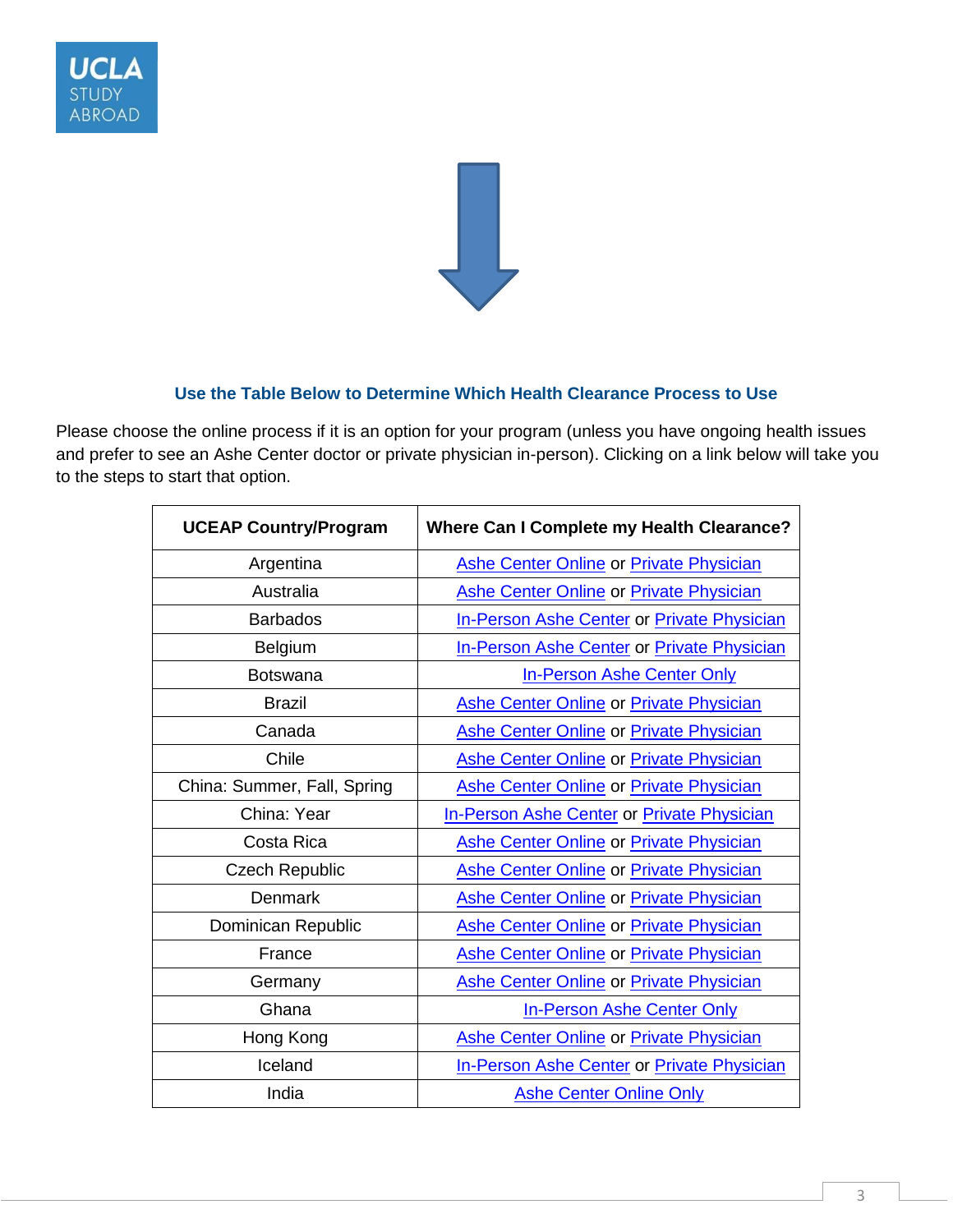### Use the Table Below to Determine Which Health Clearance Process to Use

Please choose the online process if it is an option for your program (unless you have ongoing health issues and prefer to see an Ashe Center doctor or private physician in-person). Clicking on a link below will take you to the steps to start that option.

| UCEAP Country/Program | Where Can I Complete my Health Clearance? |
|---|---|
| Argentina | Ashe Center Online or Private Physician |
| Australia | Ashe Center Online or Private Physician |
| Barbados | In-Person Ashe Center or Private Physician |
| Belgium | In-Person Ashe Center or Private Physician |
| Botswana | In-Person Ashe Center Only |
| Brazil | Ashe Center Online or Private Physician |
| Canada | Ashe Center Online or Private Physician |
| Chile | Ashe Center Online or Private Physician |
| China: Summer, Fall, Spring | Ashe Center Online or Private Physician |
| China: Year | In-Person Ashe Center or Private Physician |
| Costa Rica | Ashe Center Online or Private Physician |
| Czech Republic | Ashe Center Online or Private Physician |
| Denmark | Ashe Center Online or Private Physician |
| Dominican Republic | Ashe Center Online or Private Physician |
| France | Ashe Center Online or Private Physician |
| Germany | Ashe Center Online or Private Physician |
| Ghana | In-Person Ashe Center Only |
| Hong Kong | Ashe Center Online or Private Physician |
| Iceland | In-Person Ashe Center or Private Physician |
| India | Ashe Center Online Only |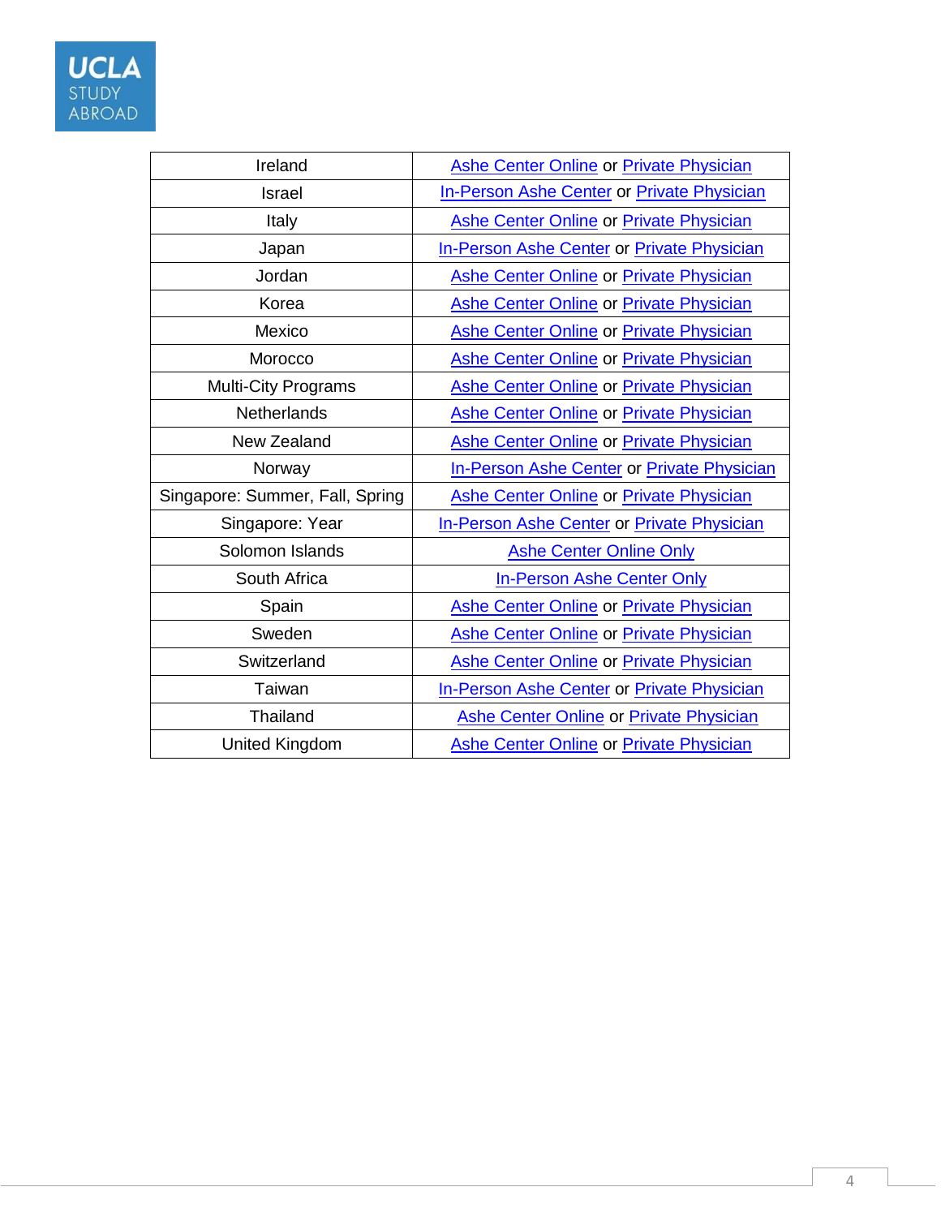| | |
|---|---|
| Ireland | Ashe Center Online or Private Physician |
| Israel | In-Person Ashe Center or Private Physician |
| Italy | Ashe Center Online or Private Physician |
| Japan | In-Person Ashe Center or Private Physician |
| Jordan | Ashe Center Online or Private Physician |
| Korea | Ashe Center Online or Private Physician |
| Mexico | Ashe Center Online or Private Physician |
| Morocco | Ashe Center Online or Private Physician |
| Multi-City Programs | Ashe Center Online or Private Physician |
| Netherlands | Ashe Center Online or Private Physician |
| New Zealand | Ashe Center Online or Private Physician |
| Norway | In-Person Ashe Center or Private Physician |
| Singapore: Summer, Fall, Spring | Ashe Center Online or Private Physician |
| Singapore: Year | In-Person Ashe Center or Private Physician |
| Solomon Islands | Ashe Center Online Only |
| South Africa | In-Person Ashe Center Only |
| Spain | Ashe Center Online or Private Physician |
| Sweden | Ashe Center Online or Private Physician |
| Switzerland | Ashe Center Online or Private Physician |
| Taiwan | In-Person Ashe Center or Private Physician |
| Thailand | Ashe Center Online or Private Physician |
| United Kingdom | Ashe Center Online or Private Physician |